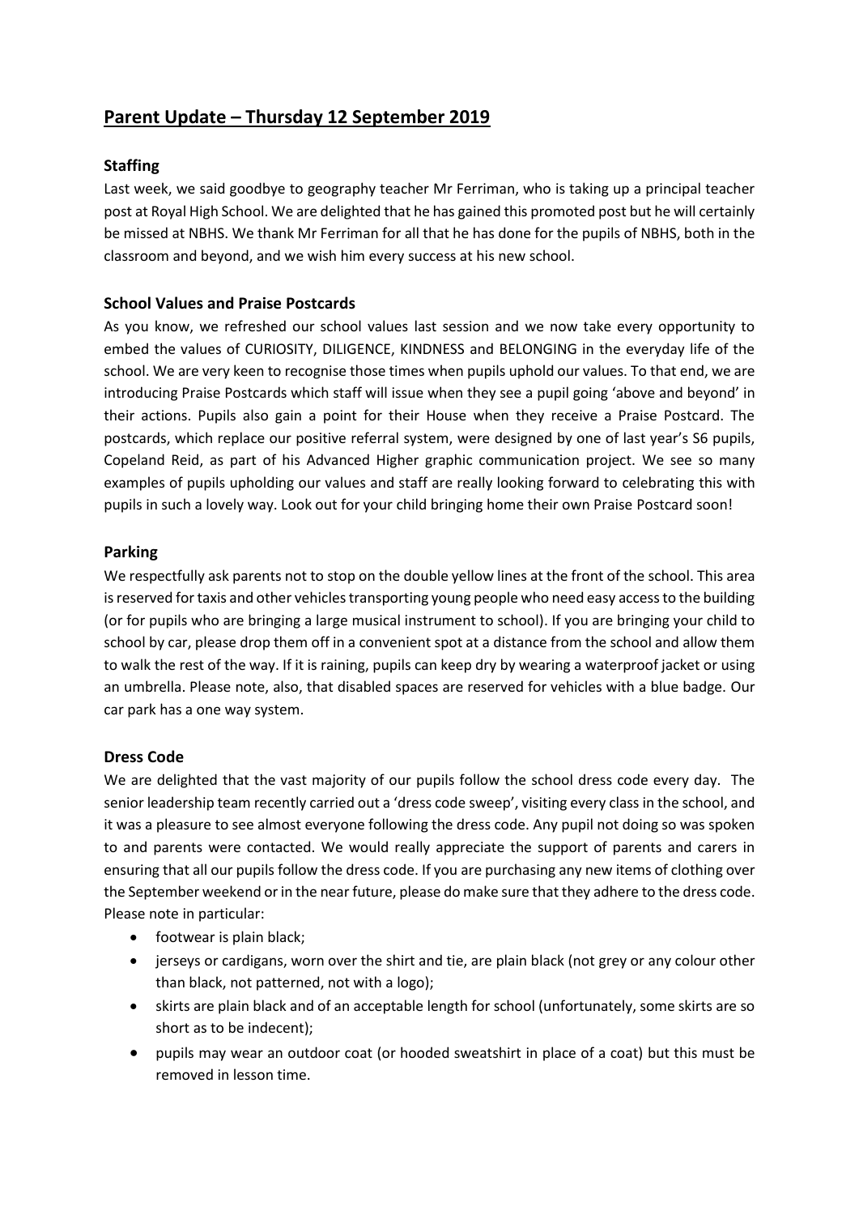# Parent Update – Thursday 12 September 2019

## Staffing

Last week, we said goodbye to geography teacher Mr Ferriman, who is taking up a principal teacher post at Royal High School. We are delighted that he has gained this promoted post but he will certainly be missed at NBHS. We thank Mr Ferriman for all that he has done for the pupils of NBHS, both in the classroom and beyond, and we wish him every success at his new school.

## School Values and Praise Postcards

As you know, we refreshed our school values last session and we now take every opportunity to embed the values of CURIOSITY, DILIGENCE, KINDNESS and BELONGING in the everyday life of the school. We are very keen to recognise those times when pupils uphold our values. To that end, we are introducing Praise Postcards which staff will issue when they see a pupil going 'above and beyond' in their actions. Pupils also gain a point for their House when they receive a Praise Postcard. The postcards, which replace our positive referral system, were designed by one of last year's S6 pupils, Copeland Reid, as part of his Advanced Higher graphic communication project. We see so many examples of pupils upholding our values and staff are really looking forward to celebrating this with pupils in such a lovely way. Look out for your child bringing home their own Praise Postcard soon!

## Parking

We respectfully ask parents not to stop on the double yellow lines at the front of the school. This area is reserved for taxis and other vehicles transporting young people who need easy access to the building (or for pupils who are bringing a large musical instrument to school). If you are bringing your child to school by car, please drop them off in a convenient spot at a distance from the school and allow them to walk the rest of the way. If it is raining, pupils can keep dry by wearing a waterproof jacket or using an umbrella. Please note, also, that disabled spaces are reserved for vehicles with a blue badge. Our car park has a one way system.

## Dress Code

We are delighted that the vast majority of our pupils follow the school dress code every day. The senior leadership team recently carried out a 'dress code sweep', visiting every class in the school, and it was a pleasure to see almost everyone following the dress code. Any pupil not doing so was spoken to and parents were contacted. We would really appreciate the support of parents and carers in ensuring that all our pupils follow the dress code. If you are purchasing any new items of clothing over the September weekend or in the near future, please do make sure that they adhere to the dress code. Please note in particular:

- footwear is plain black;
- jerseys or cardigans, worn over the shirt and tie, are plain black (not grey or any colour other than black, not patterned, not with a logo);
- skirts are plain black and of an acceptable length for school (unfortunately, some skirts are so short as to be indecent);
- pupils may wear an outdoor coat (or hooded sweatshirt in place of a coat) but this must be removed in lesson time.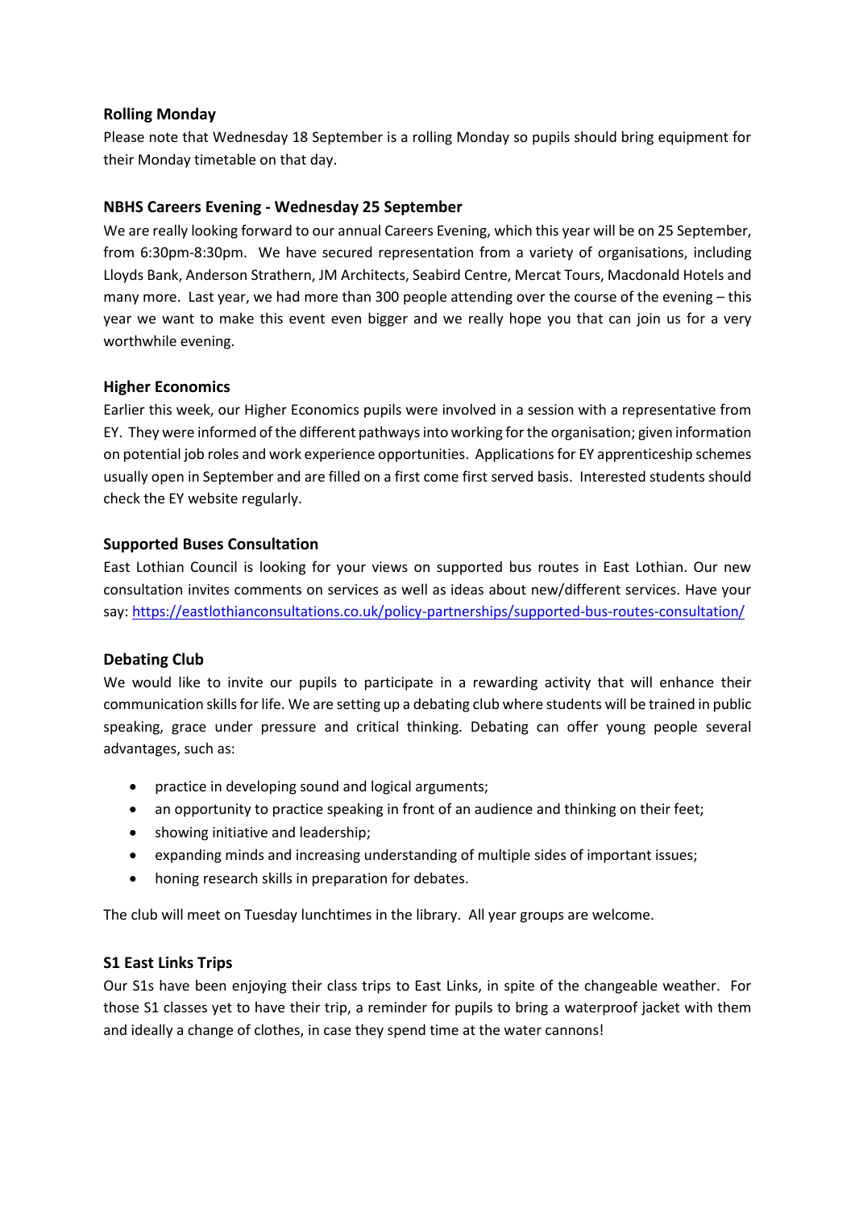### Rolling Monday

Please note that Wednesday 18 September is a rolling Monday so pupils should bring equipment for their Monday timetable on that day.

### NBHS Careers Evening - Wednesday 25 September

We are really looking forward to our annual Careers Evening, which this year will be on 25 September, from 6:30pm-8:30pm. We have secured representation from a variety of organisations, including Lloyds Bank, Anderson Strathern, JM Architects, Seabird Centre, Mercat Tours, Macdonald Hotels and many more. Last year, we had more than 300 people attending over the course of the evening – this year we want to make this event even bigger and we really hope you that can join us for a very worthwhile evening.

### Higher Economics

Earlier this week, our Higher Economics pupils were involved in a session with a representative from EY. They were informed of the different pathways into working for the organisation; given information on potential job roles and work experience opportunities. Applications for EY apprenticeship schemes usually open in September and are filled on a first come first served basis. Interested students should check the EY website regularly.

### Supported Buses Consultation

East Lothian Council is looking for your views on supported bus routes in East Lothian. Our new consultation invites comments on services as well as ideas about new/different services. Have your say: https://eastlothianconsultations.co.uk/policy-partnerships/supported-bus-routes-consultation/

### Debating Club

We would like to invite our pupils to participate in a rewarding activity that will enhance their communication skills for life. We are setting up a debating club where students will be trained in public speaking, grace under pressure and critical thinking. Debating can offer young people several advantages, such as:

- practice in developing sound and logical arguments;
- an opportunity to practice speaking in front of an audience and thinking on their feet;
- showing initiative and leadership;
- expanding minds and increasing understanding of multiple sides of important issues;
- honing research skills in preparation for debates.

The club will meet on Tuesday lunchtimes in the library. All year groups are welcome.

### S1 East Links Trips

Our S1s have been enjoying their class trips to East Links, in spite of the changeable weather. For those S1 classes yet to have their trip, a reminder for pupils to bring a waterproof jacket with them and ideally a change of clothes, in case they spend time at the water cannons!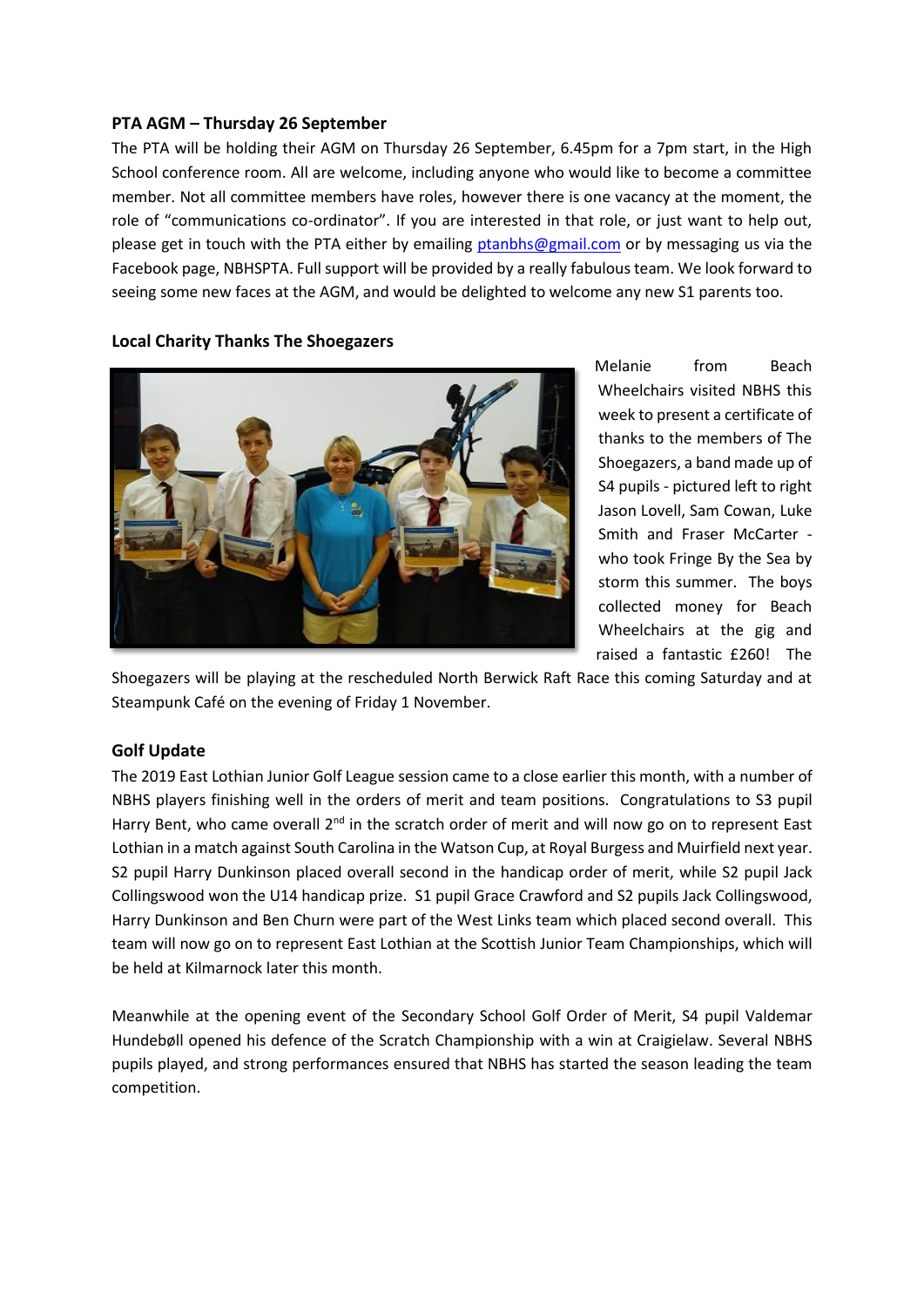**PTA AGM – Thursday 26 September**

The PTA will be holding their AGM on Thursday 26 September, 6.45pm for a 7pm start, in the High School conference room. All are welcome, including anyone who would like to become a committee member. Not all committee members have roles, however there is one vacancy at the moment, the role of "communications co-ordinator". If you are interested in that role, or just want to help out, please get in touch with the PTA either by emailing ptanbhs@gmail.com or by messaging us via the Facebook page, NBHSPTA. Full support will be provided by a really fabulous team. We look forward to seeing some new faces at the AGM, and would be delighted to welcome any new S1 parents too.

**Local Charity Thanks The Shoegazers**

Melanie from Beach Wheelchairs visited NBHS this week to present a certificate of thanks to the members of The Shoegazers, a band made up of S4 pupils - pictured left to right Jason Lovell, Sam Cowan, Luke Smith and Fraser McCarter - who took Fringe By the Sea by storm this summer. The boys collected money for Beach Wheelchairs at the gig and raised a fantastic £260! The Shoegazers will be playing at the rescheduled North Berwick Raft Race this coming Saturday and at Steampunk Café on the evening of Friday 1 November.

**Golf Update**

The 2019 East Lothian Junior Golf League session came to a close earlier this month, with a number of NBHS players finishing well in the orders of merit and team positions. Congratulations to S3 pupil Harry Bent, who came overall 2nd in the scratch order of merit and will now go on to represent East Lothian in a match against South Carolina in the Watson Cup, at Royal Burgess and Muirfield next year. S2 pupil Harry Dunkinson placed overall second in the handicap order of merit, while S2 pupil Jack Collingswood won the U14 handicap prize. S1 pupil Grace Crawford and S2 pupils Jack Collingswood, Harry Dunkinson and Ben Churn were part of the West Links team which placed second overall. This team will now go on to represent East Lothian at the Scottish Junior Team Championships, which will be held at Kilmarnock later this month.

Meanwhile at the opening event of the Secondary School Golf Order of Merit, S4 pupil Valdemar Hundebøll opened his defence of the Scratch Championship with a win at Craigielaw. Several NBHS pupils played, and strong performances ensured that NBHS has started the season leading the team competition.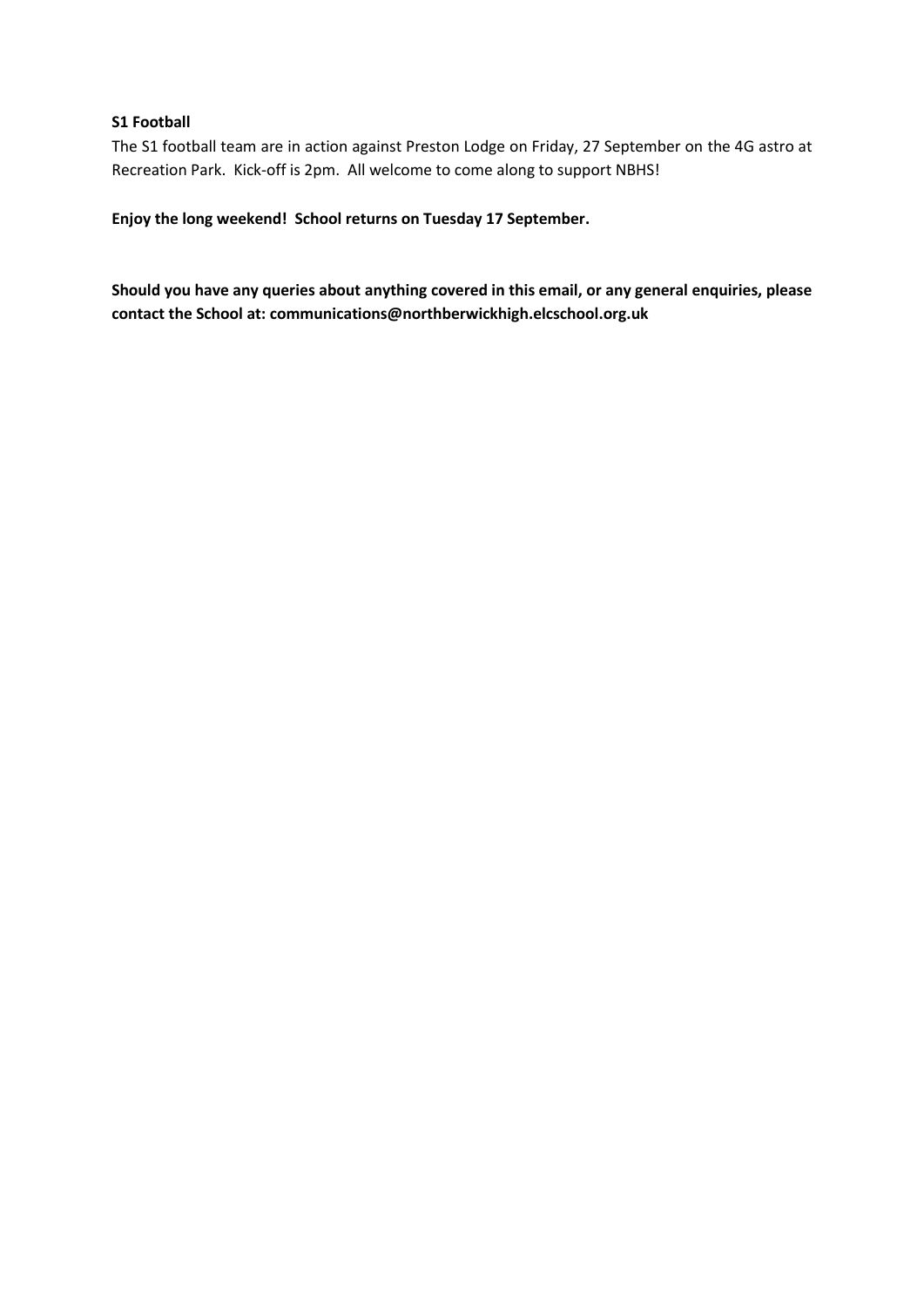**S1 Football**

The S1 football team are in action against Preston Lodge on Friday, 27 September on the 4G astro at Recreation Park. Kick-off is 2pm. All welcome to come along to support NBHS!

**Enjoy the long weekend! School returns on Tuesday 17 September.**

**Should you have any queries about anything covered in this email, or any general enquiries, please contact the School at: communications@northberwickhigh.elcschool.org.uk**